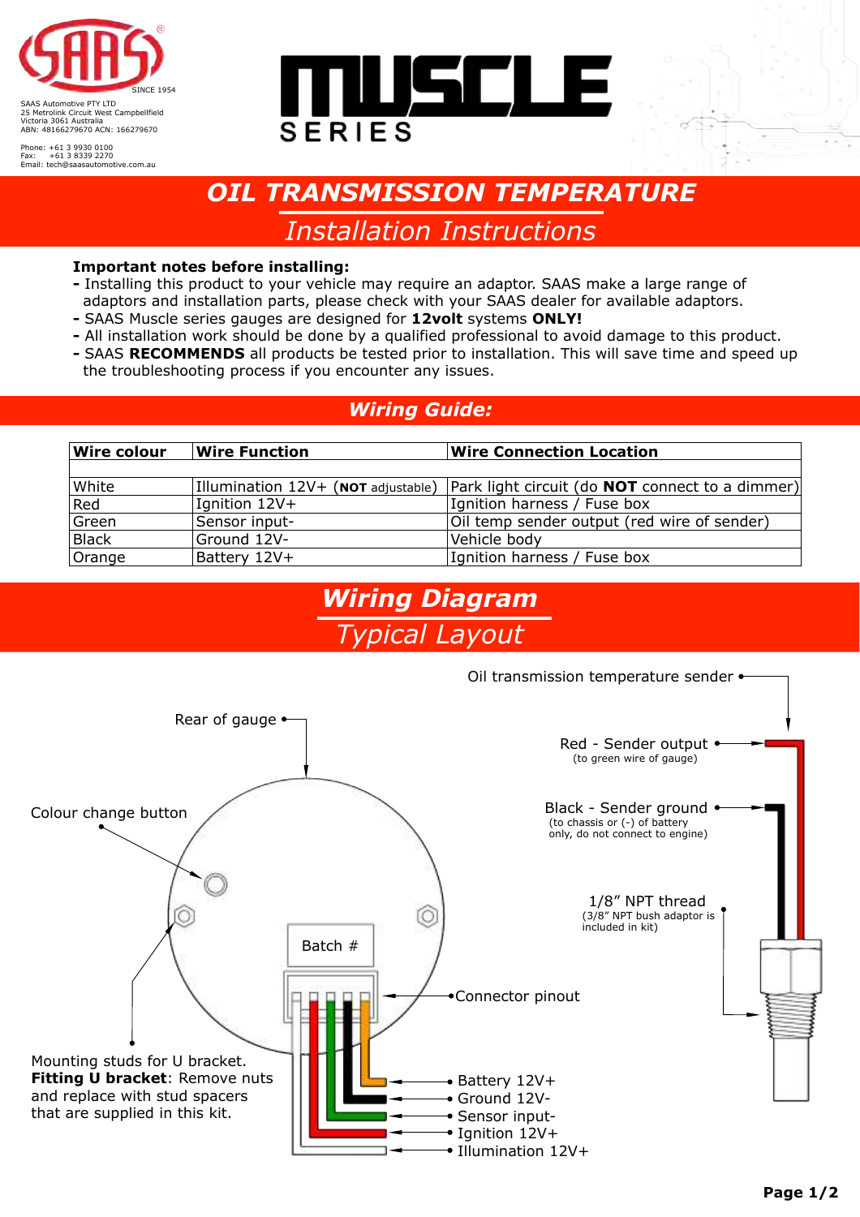SAAS Automotive PTY LTD
25 Metrolink Circuit West Campbellfield
Victoria 3061 Australia
ABN: 48166279670 ACN: 166279670

Phone: +61 3 9930 0100
Fax: +61 3 8339 2270
Email: tech@saasautomotive.com.au

MUSCLE SERIES

# OIL TRANSMISSION TEMPERATURE

## Installation Instructions

**Important notes before installing:**

- Installing this product to your vehicle may require an adaptor. SAAS make a large range of adaptors and installation parts, please check with your SAAS dealer for available adaptors.
- SAAS Muscle series gauges are designed for **12volt** systems **ONLY!**
- All installation work should be done by a qualified professional to avoid damage to this product.
- SAAS **RECOMMENDS** all products be tested prior to installation. This will save time and speed up the troubleshooting process if you encounter any issues.

## Wiring Guide:

| Wire colour | Wire Function | Wire Connection Location |
|---|---|---|
| White | Illumination 12V+ (**NOT** adjustable) | Park light circuit (do **NOT** connect to a dimmer) |
| Red | Ignition 12V+ | Ignition harness / Fuse box |
| Green | Sensor input- | Oil temp sender output (red wire of sender) |
| Black | Ground 12V- | Vehicle body |
| Orange | Battery 12V+ | Ignition harness / Fuse box |

## Wiring Diagram

### Typical Layout

Oil transmission temperature sender

Rear of gauge

Red - Sender output
(to green wire of gauge)

Colour change button

Black - Sender ground
(to chassis or (-) of battery only, do not connect to engine)

1/8" NPT thread
(3/8" NPT bush adaptor is included in kit)

Batch #

Connector pinout

Mounting studs for U bracket.
**Fitting U bracket**: Remove nuts and replace with stud spacers that are supplied in this kit.

- Battery 12V+
- Ground 12V-
- Sensor input-
- Ignition 12V+
- Illumination 12V+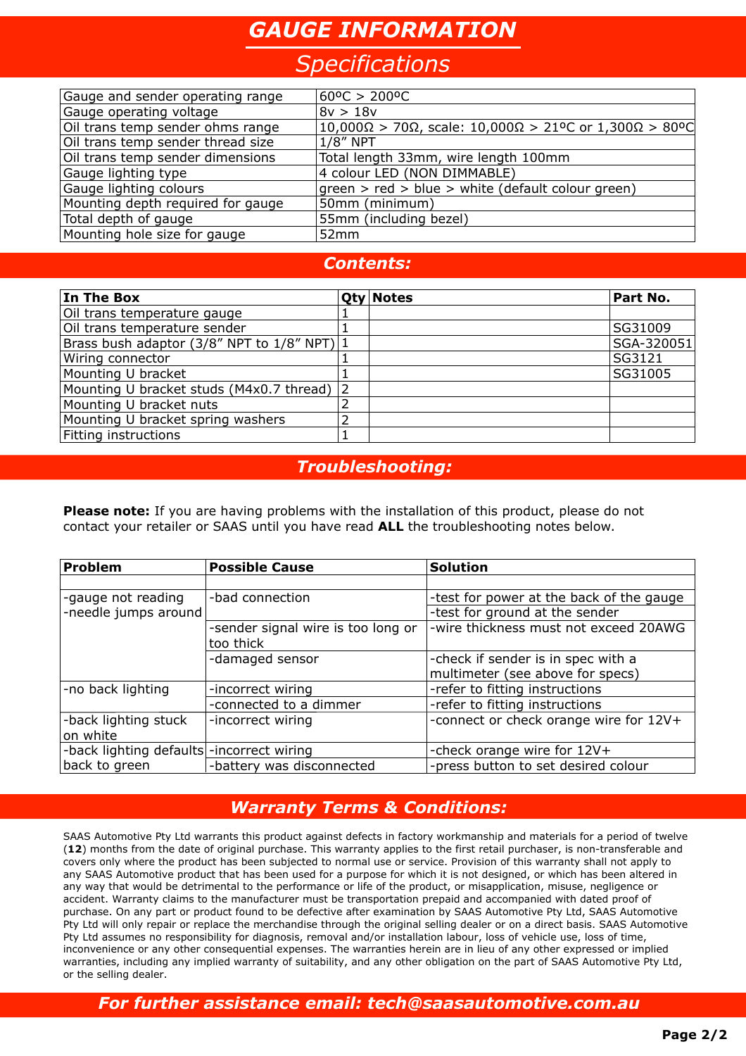# GAUGE INFORMATION

## Specifications

| | |
|---|---|
| Gauge and sender operating range | 60ºC > 200ºC |
| Gauge operating voltage | 8v > 18v |
| Oil trans temp sender ohms range | 10,000Ω > 70Ω, scale: 10,000Ω > 21ºC or 1,300Ω > 80ºC |
| Oil trans temp sender thread size | 1/8" NPT |
| Oil trans temp sender dimensions | Total length 33mm, wire length 100mm |
| Gauge lighting type | 4 colour LED (NON DIMMABLE) |
| Gauge lighting colours | green > red > blue > white (default colour green) |
| Mounting depth required for gauge | 50mm (minimum) |
| Total depth of gauge | 55mm (including bezel) |
| Mounting hole size for gauge | 52mm |

## Contents:

| In The Box | Qty | Notes | Part No. |
|---|---|---|---|
| Oil trans temperature gauge | 1 | | |
| Oil trans temperature sender | 1 | | SG31009 |
| Brass bush adaptor (3/8" NPT to 1/8" NPT) | 1 | | SGA-320051 |
| Wiring connector | 1 | | SG3121 |
| Mounting U bracket | 1 | | SG31005 |
| Mounting U bracket studs (M4x0.7 thread) | 2 | | |
| Mounting U bracket nuts | 2 | | |
| Mounting U bracket spring washers | 2 | | |
| Fitting instructions | 1 | | |

## Troubleshooting:

**Please note:** If you are having problems with the installation of this product, please do not contact your retailer or SAAS until you have read **ALL** the troubleshooting notes below.

| Problem | Possible Cause | Solution |
|---|---|---|
| | | |
| -gauge not reading -needle jumps around | -bad connection | -test for power at the back of the gauge -test for ground at the sender |
| | -sender signal wire is too long or too thick | -wire thickness must not exceed 20AWG |
| | -damaged sensor | -check if sender is in spec with a multimeter (see above for specs) |
| -no back lighting | -incorrect wiring | -refer to fitting instructions |
| | -connected to a dimmer | -refer to fitting instructions |
| -back lighting stuck on white | -incorrect wiring | -connect or check orange wire for 12V+ |
| -back lighting defaults back to green | -incorrect wiring | -check orange wire for 12V+ |
| | -battery was disconnected | -press button to set desired colour |

## Warranty Terms & Conditions:

SAAS Automotive Pty Ltd warrants this product against defects in factory workmanship and materials for a period of twelve (**12**) months from the date of original purchase. This warranty applies to the first retail purchaser, is non-transferable and covers only where the product has been subjected to normal use or service. Provision of this warranty shall not apply to any SAAS Automotive product that has been used for a purpose for which it is not designed, or which has been altered in any way that would be detrimental to the performance or life of the product, or misapplication, misuse, negligence or accident. Warranty claims to the manufacturer must be transportation prepaid and accompanied with dated proof of purchase. On any part or product found to be defective after examination by SAAS Automotive Pty Ltd, SAAS Automotive Pty Ltd will only repair or replace the merchandise through the original selling dealer or on a direct basis. SAAS Automotive Pty Ltd assumes no responsibility for diagnosis, removal and/or installation labour, loss of vehicle use, loss of time, inconvenience or any other consequential expenses. The warranties herein are in lieu of any other expressed or implied warranties, including any implied warranty of suitability, and any other obligation on the part of SAAS Automotive Pty Ltd, or the selling dealer.

**For further assistance email: tech@saasautomotive.com.au**